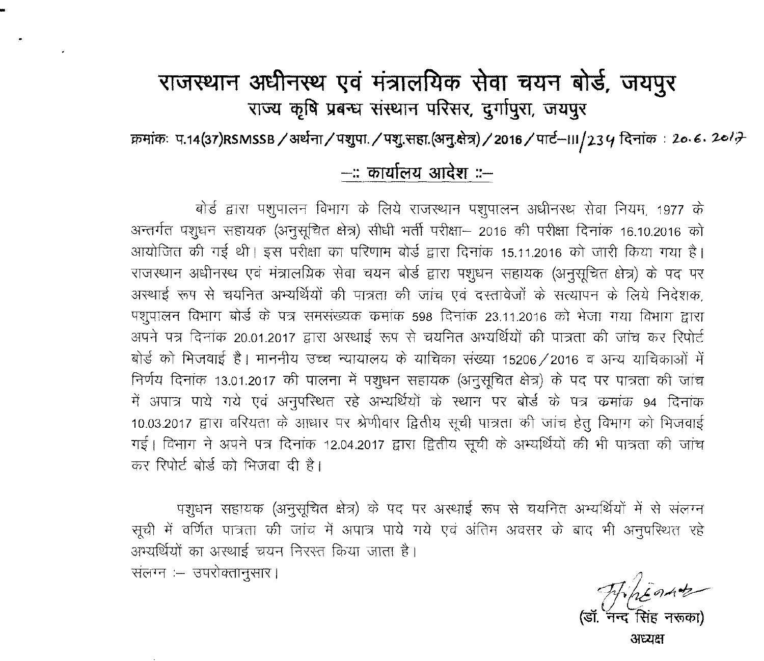# राजस्थान अधीनस्थ एवं मंत्रालयिक सेवा चयन बोर्ड, जयपुर

## राज्य कृषि प्रबन्ध संस्थान परिसर, दुर्गापुरा, जयपुर

क्रमांकः प.14(37)RSMSSB / अर्थना / पशुपा. / पशु.सहा.(अनु.क्षेत्र) / 2016 / पार्ट–III/234 दिनांक : 20.6.2017

### –:: कार्यालय आदेश ::–

बोर्ड द्वारा पशुपालन विभाग के लिये राजस्थान पशुपालन अधीनस्थ सेवा नियम, 1977 के अन्तर्गत पशुधन सहायक (अनुसूचित क्षेत्र) सीधी भर्ती परीक्षा– 2016 की परीक्षा दिनांक 16.10.2016 को आयोजित की गई थी। इस परीक्षा का परिणाम बोर्ड द्वारा दिनांक 15.11.2016 को जारी किया गया है। राजस्थान अधीनस्थ एवं मंत्रालयिक सेवा चयन बोर्ड द्वारा पशुधन सहायक (अनुसूचित क्षेत्र) के पद पर अस्थाई रूप से चयनित अभ्यर्थियों की पात्रता की जांच एवं दस्तावेजों के सत्यापन के लिये निदेशक, पशुपालन विभाग बोर्ड के पत्र समसंख्यक कमांक 598 दिनांक 23.11.2016 को भेजा गया विभाग द्वारा अपने पत्र दिनांक 20.01.2017 द्वारा अस्थाई रूप से चयनित अभ्यर्थियों की पात्रता की जांच कर रिपोर्ट बोर्ड को भिजवाई है। माननीय उच्च न्यायालय के याचिका संख्या 15206 / 2016 व अन्य याचिकाओं में निर्णय दिनांक 13.01.2017 की पालना में पशुधन सहायक (अनुसूचित क्षेत्र) के पद पर पात्रता की जांच में अपात्र पाये गये एवं अनुपस्थित रहे अभ्यर्थियों के स्थान पर बोर्ड के पत्र कमांक 94 दिनांक 10.03.2017 द्वारा वरियता के आधार पर श्रेणीवार द्वितीय सूची पात्रता की जांच हेतु विभाग को भिजवाई गई। विभाग ने अपने पत्र दिनांक 12.04.2017 द्वारा द्वितीय सूची के अभ्यर्थियों की भी पात्रता की जांच कर रिपोर्ट बोर्ड को भिजवा दी है।

पशुधन सहायक (अनुसूचित क्षेत्र) के पद पर अस्थाई रूप से चयनित अभ्यर्थियों में से संलग्न सूची में वर्णित पात्रता की जांच में अपात्र पाये गये एवं अंतिम अवसर के बाद भी अनुपस्थित रहे अभ्यर्थियों का अस्थाई चयन निरस्त किया जाता है।

संलग्न :– उपरोक्तानुसार।

(डॉ. नन्द सिंह नरूका)
अध्यक्ष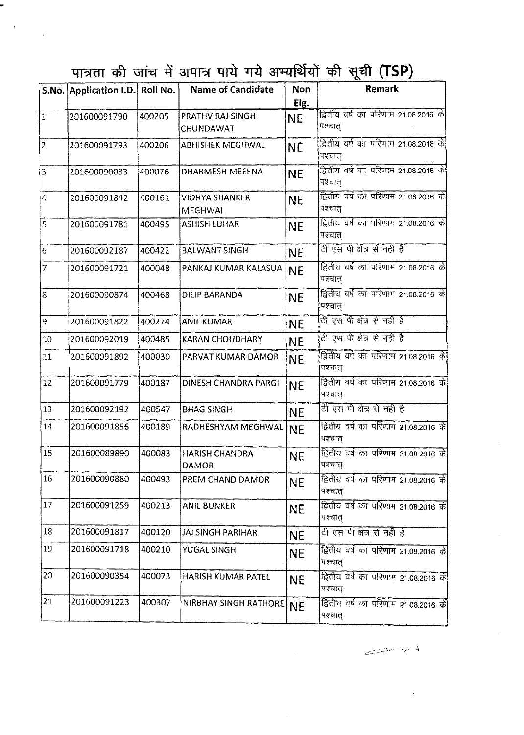# पात्रता की जांच में अपात्र पाये गये अभ्यर्थियों की सूची (TSP)

| S.No. | Application I.D. | Roll No. | Name of Candidate | Non Elg. | Remark |
|---|---|---|---|---|---|
| 1 | 201600091790 | 400205 | PRATHVIRAJ SINGH CHUNDAWAT | NE | द्वितीय वर्ष का परिणाम 21.08.2016 के पश्चात् |
| 2 | 201600091793 | 400206 | ABHISHEK MEGHWAL | NE | द्वितीय वर्ष का परिणाम 21.08.2016 के पश्चात् |
| 3 | 201600090083 | 400076 | DHARMESH MEEENA | NE | द्वितीय वर्ष का परिणाम 21.08.2016 के पश्चात् |
| 4 | 201600091842 | 400161 | VIDHYA SHANKER MEGHWAL | NE | द्वितीय वर्ष का परिणाम 21.08.2016 के पश्चात् |
| 5 | 201600091781 | 400495 | ASHISH LUHAR | NE | द्वितीय वर्ष का परिणाम 21.08.2016 के पश्चात् |
| 6 | 201600092187 | 400422 | BALWANT SINGH | NE | टी एस पी क्षेत्र से नही है |
| 7 | 201600091721 | 400048 | PANKAJ KUMAR KALASUA | NE | द्वितीय वर्ष का परिणाम 21.08.2016 के पश्चात् |
| 8 | 201600090874 | 400468 | DILIP BARANDA | NE | द्वितीय वर्ष का परिणाम 21.08.2016 के पश्चात् |
| 9 | 201600091822 | 400274 | ANIL KUMAR | NE | टी एस पी क्षेत्र से नही है |
| 10 | 201600092019 | 400485 | KARAN CHOUDHARY | NE | टी एस पी क्षेत्र से नही है |
| 11 | 201600091892 | 400030 | PARVAT KUMAR DAMOR | NE | द्वितीय वर्ष का परिणाम 21.08.2016 के पश्चात् |
| 12 | 201600091779 | 400187 | DINESH CHANDRA PARGI | NE | द्वितीय वर्ष का परिणाम 21.08.2016 के पश्चात् |
| 13 | 201600092192 | 400547 | BHAG SINGH | NE | टी एस पी क्षेत्र से नही है |
| 14 | 201600091856 | 400189 | RADHESHYAM MEGHWAL | NE | द्वितीय वर्ष का परिणाम 21.08.2016 के पश्चात् |
| 15 | 201600089890 | 400083 | HARISH CHANDRA DAMOR | NE | द्वितीय वर्ष का परिणाम 21.08.2016 के पश्चात् |
| 16 | 201600090880 | 400493 | PREM CHAND DAMOR | NE | द्वितीय वर्ष का परिणाम 21.08.2016 के पश्चात् |
| 17 | 201600091259 | 400213 | ANIL BUNKER | NE | द्वितीय वर्ष का परिणाम 21.08.2016 के पश्चात् |
| 18 | 201600091817 | 400120 | JAI SINGH PARIHAR | NE | टी एस पी क्षेत्र से नही है |
| 19 | 201600091718 | 400210 | YUGAL SINGH | NE | द्वितीय वर्ष का परिणाम 21.08.2016 के पश्चात् |
| 20 | 201600090354 | 400073 | HARISH KUMAR PATEL | NE | द्वितीय वर्ष का परिणाम 21.08.2016 के पश्चात् |
| 21 | 201600091223 | 400307 | NIRBHAY SINGH RATHORE | NE | द्वितीय वर्ष का परिणाम 21.08.2016 के पश्चात् |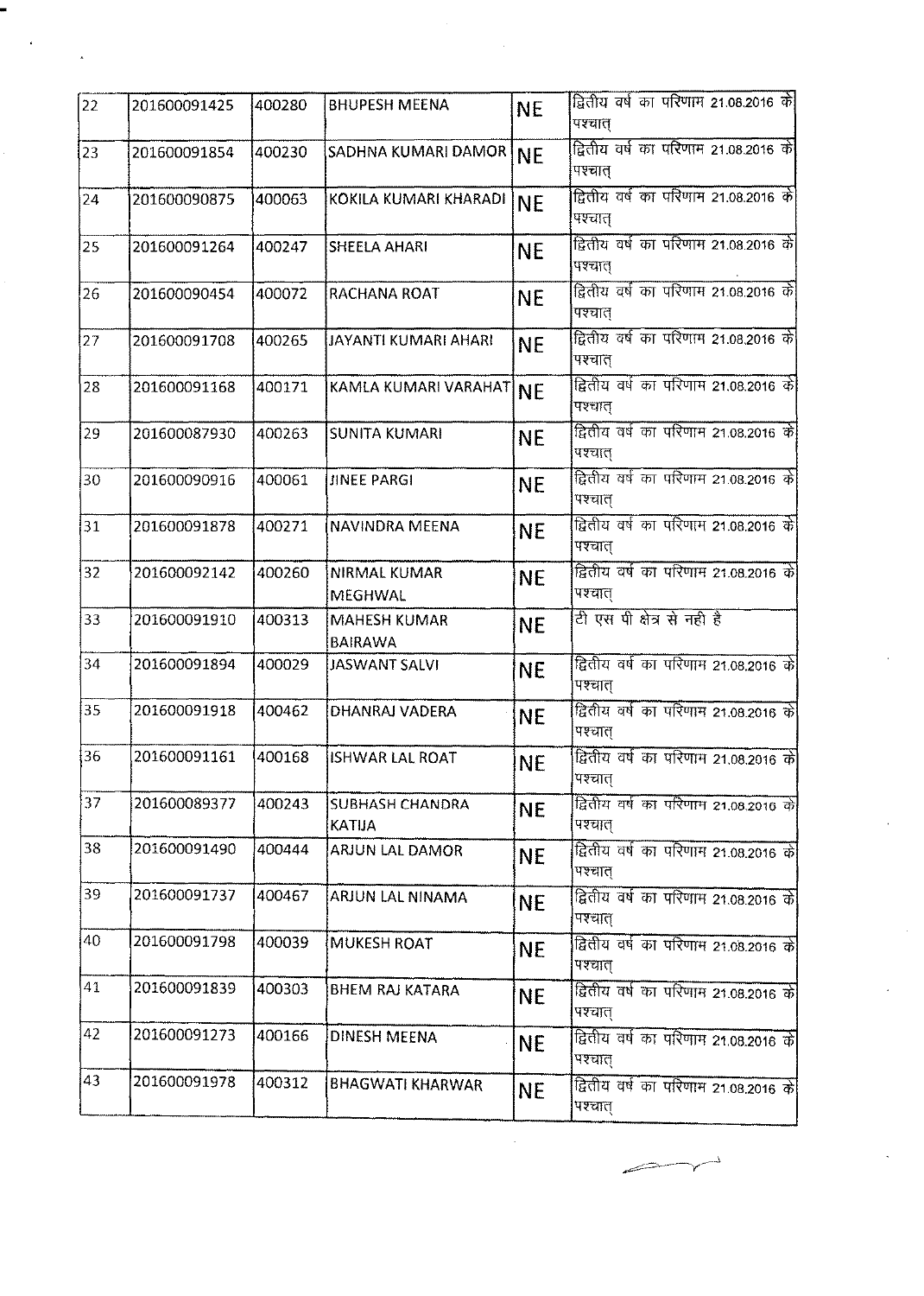| | | | | | |
|---|---|---|---|---|---|
| 22 | 201600091425 | 400280 | BHUPESH MEENA | NE | द्वितीय वर्ष का परिणाम 21.08.2016 के पश्चात् |
| 23 | 201600091854 | 400230 | SADHNA KUMARI DAMOR | NE | द्वितीय वर्ष का परिणाम 21.08.2016 के पश्चात् |
| 24 | 201600090875 | 400063 | KOKILA KUMARI KHARADI | NE | द्वितीय वर्ष का परिणाम 21.08.2016 के पश्चात् |
| 25 | 201600091264 | 400247 | SHEELA AHARI | NE | द्वितीय वर्ष का परिणाम 21.08.2016 के पश्चात् |
| 26 | 201600090454 | 400072 | RACHANA ROAT | NE | द्वितीय वर्ष का परिणाम 21.08.2016 के पश्चात् |
| 27 | 201600091708 | 400265 | JAYANTI KUMARI AHARI | NE | द्वितीय वर्ष का परिणाम 21.08.2016 के पश्चात् |
| 28 | 201600091168 | 400171 | KAMLA KUMARI VARAHAT | NE | द्वितीय वर्ष का परिणाम 21.08.2016 के पश्चात् |
| 29 | 201600087930 | 400263 | SUNITA KUMARI | NE | द्वितीय वर्ष का परिणाम 21.08.2016 के पश्चात् |
| 30 | 201600090916 | 400061 | JINEE PARGI | NE | द्वितीय वर्ष का परिणाम 21.08.2016 के पश्चात् |
| 31 | 201600091878 | 400271 | NAVINDRA MEENA | NE | द्वितीय वर्ष का परिणाम 21.08.2016 के पश्चात् |
| 32 | 201600092142 | 400260 | NIRMAL KUMAR MEGHWAL | NE | द्वितीय वर्ष का परिणाम 21.08.2016 के पश्चात् |
| 33 | 201600091910 | 400313 | MAHESH KUMAR BAIRAWA | NE | टी एस पी क्षेत्र से नही है |
| 34 | 201600091894 | 400029 | JASWANT SALVI | NE | द्वितीय वर्ष का परिणाम 21.08.2016 के पश्चात् |
| 35 | 201600091918 | 400462 | DHANRAJ VADERA | NE | द्वितीय वर्ष का परिणाम 21.08.2016 के पश्चात् |
| 36 | 201600091161 | 400168 | ISHWAR LAL ROAT | NE | द्वितीय वर्ष का परिणाम 21.08.2016 के पश्चात् |
| 37 | 201600089377 | 400243 | SUBHASH CHANDRA KATIJA | NE | द्वितीय वर्ष का परिणाम 21.08.2016 के पश्चात् |
| 38 | 201600091490 | 400444 | ARJUN LAL DAMOR | NE | द्वितीय वर्ष का परिणाम 21.08.2016 के पश्चात् |
| 39 | 201600091737 | 400467 | ARJUN LAL NINAMA | NE | द्वितीय वर्ष का परिणाम 21.08.2016 के पश्चात् |
| 40 | 201600091798 | 400039 | MUKESH ROAT | NE | द्वितीय वर्ष का परिणाम 21.08.2016 के पश्चात् |
| 41 | 201600091839 | 400303 | BHEM RAJ KATARA | NE | द्वितीय वर्ष का परिणाम 21.08.2016 के पश्चात् |
| 42 | 201600091273 | 400166 | DINESH MEENA | NE | द्वितीय वर्ष का परिणाम 21.08.2016 के पश्चात् |
| 43 | 201600091978 | 400312 | BHAGWATI KHARWAR | NE | द्वितीय वर्ष का परिणाम 21.08.2016 के पश्चात् |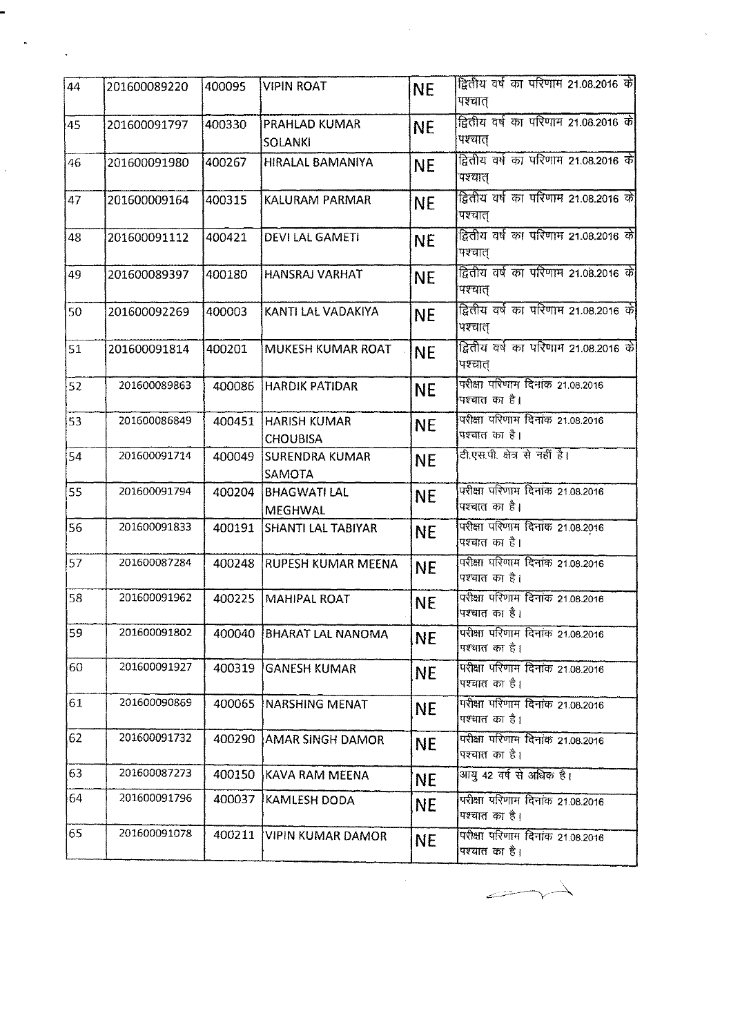| 44 | 201600089220 | 400095 | VIPIN ROAT | NE | द्वितीय वर्ष का परिणाम 21.08.2016 के पश्चात् |
|---|---|---|---|---|---|
| 45 | 201600091797 | 400330 | PRAHLAD KUMAR SOLANKI | NE | द्वितीय वर्ष का परिणाम 21.08.2016 के पश्चात् |
| 46 | 201600091980 | 400267 | HIRALAL BAMANIYA | NE | द्वितीय वर्ष का परिणाम 21.08.2016 के पश्चात् |
| 47 | 201600009164 | 400315 | KALURAM PARMAR | NE | द्वितीय वर्ष का परिणाम 21.08.2016 के पश्चात् |
| 48 | 201600091112 | 400421 | DEVI LAL GAMETI | NE | द्वितीय वर्ष का परिणाम 21.08.2016 के पश्चात् |
| 49 | 201600089397 | 400180 | HANSRAJ VARHAT | NE | द्वितीय वर्ष का परिणाम 21.08.2016 के पश्चात् |
| 50 | 201600092269 | 400003 | KANTI LAL VADAKIYA | NE | द्वितीय वर्ष का परिणाम 21.08.2016 के पश्चात् |
| 51 | 201600091814 | 400201 | MUKESH KUMAR ROAT | NE | द्वितीय वर्ष का परिणाम 21.08.2016 के पश्चात् |
| 52 | 201600089863 | 400086 | HARDIK PATIDAR | NE | परीक्षा परिणाम दिनांक 21.08.2016 पश्चात का है। |
| 53 | 201600086849 | 400451 | HARISH KUMAR CHOUBISA | NE | परीक्षा परिणाम दिनांक 21.08.2016 पश्चात का है। |
| 54 | 201600091714 | 400049 | SURENDRA KUMAR SAMOTA | NE | टी.एस.पी. क्षेत्र से नहीं है। |
| 55 | 201600091794 | 400204 | BHAGWATI LAL MEGHWAL | NE | परीक्षा परिणाम दिनांक 21.08.2016 पश्चात का है। |
| 56 | 201600091833 | 400191 | SHANTI LAL TABIYAR | NE | परीक्षा परिणाम दिनांक 21.08.2016 पश्चात का है। |
| 57 | 201600087284 | 400248 | RUPESH KUMAR MEENA | NE | परीक्षा परिणाम दिनांक 21.08.2016 पश्चात का है। |
| 58 | 201600091962 | 400225 | MAHIPAL ROAT | NE | परीक्षा परिणाम दिनांक 21.08.2016 पश्चात का है। |
| 59 | 201600091802 | 400040 | BHARAT LAL NANOMA | NE | परीक्षा परिणाम दिनांक 21.08.2016 पश्चात का है। |
| 60 | 201600091927 | 400319 | GANESH KUMAR | NE | परीक्षा परिणाम दिनांक 21.08.2016 पश्चात का है। |
| 61 | 201600090869 | 400065 | NARSHING MENAT | NE | परीक्षा परिणाम दिनांक 21.08.2016 पश्चात का है। |
| 62 | 201600091732 | 400290 | AMAR SINGH DAMOR | NE | परीक्षा परिणाम दिनांक 21.08.2016 पश्चात का है। |
| 63 | 201600087273 | 400150 | KAVA RAM MEENA | NE | आयु 42 वर्ष से अधिक है। |
| 64 | 201600091796 | 400037 | KAMLESH DODA | NE | परीक्षा परिणाम दिनांक 21.08.2016 पश्चात का है। |
| 65 | 201600091078 | 400211 | VIPIN KUMAR DAMOR | NE | परीक्षा परिणाम दिनांक 21.08.2016 पश्चात का है। |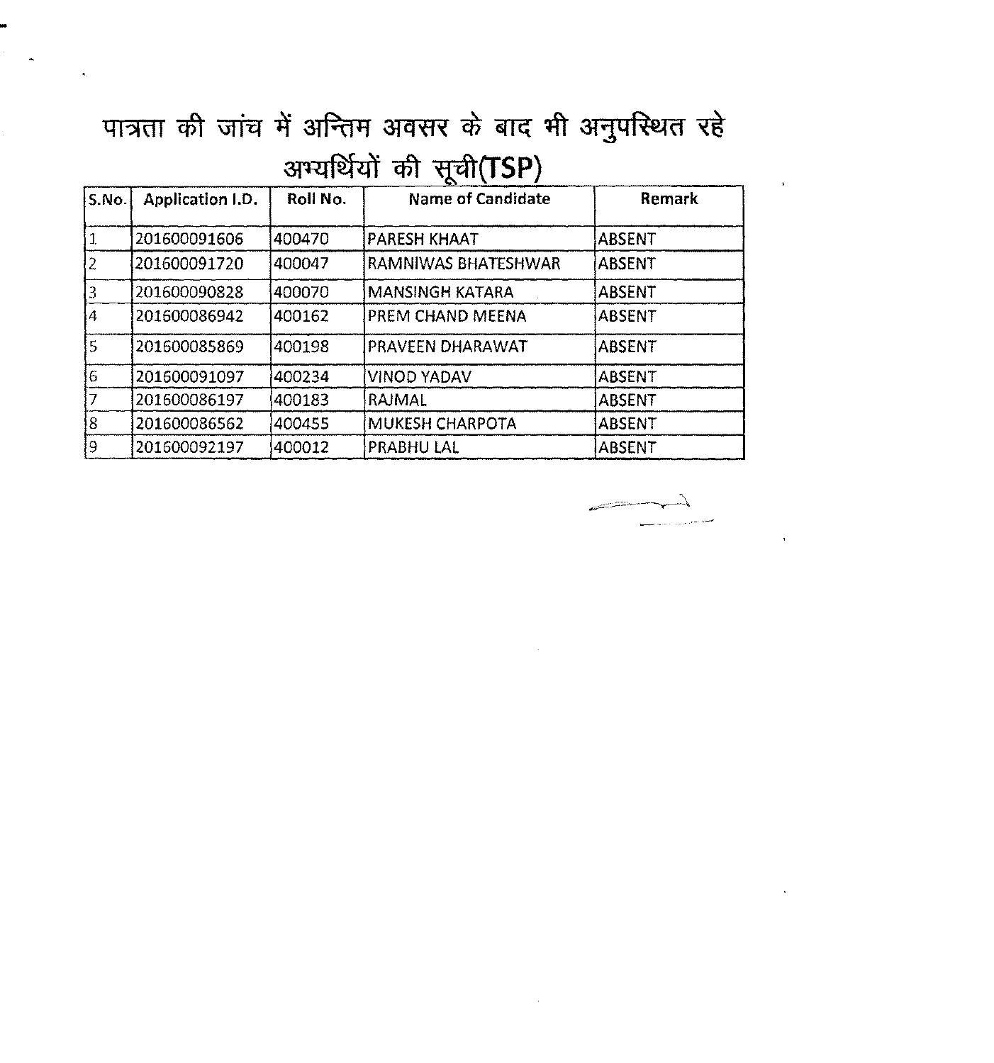# पात्रता की जांच में अन्तिम अवसर के बाद भी अनुपस्थित रहे अभ्यर्थियों की सूची(TSP)

| S.No. | Application I.D. | Roll No. | Name of Candidate | Remark |
|---|---|---|---|---|
| 1 | 201600091606 | 400470 | PARESH KHAAT | ABSENT |
| 2 | 201600091720 | 400047 | RAMNIWAS BHATESHWAR | ABSENT |
| 3 | 201600090828 | 400070 | MANSINGH KATARA | ABSENT |
| 4 | 201600086942 | 400162 | PREM CHAND MEENA | ABSENT |
| 5 | 201600085869 | 400198 | PRAVEEN DHARAWAT | ABSENT |
| 6 | 201600091097 | 400234 | VINOD YADAV | ABSENT |
| 7 | 201600086197 | 400183 | RAJMAL | ABSENT |
| 8 | 201600086562 | 400455 | MUKESH CHARPOTA | ABSENT |
| 9 | 201600092197 | 400012 | PRABHU LAL | ABSENT |